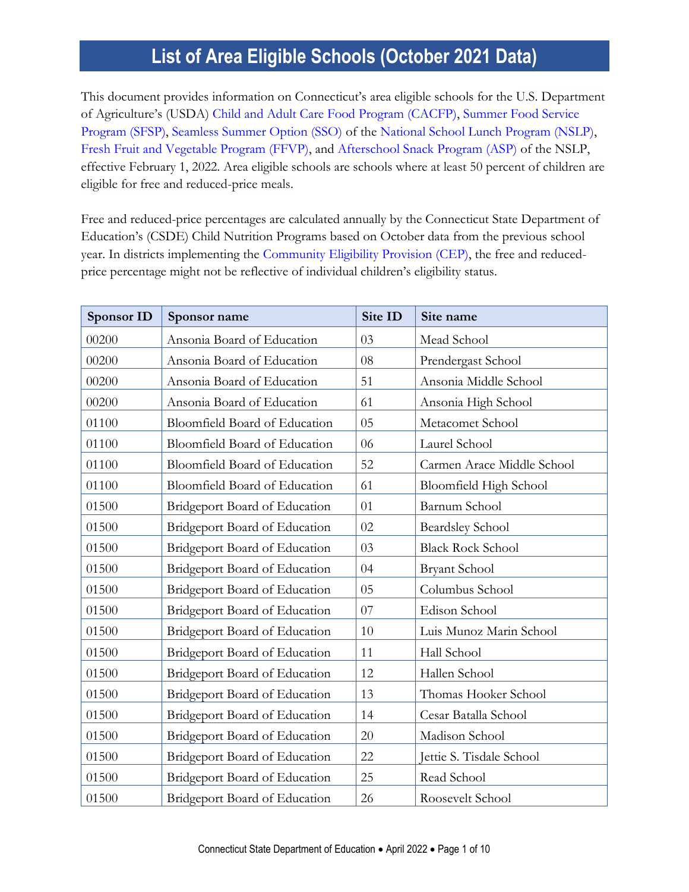# List of Area Eligible Schools (October 2021 Data)

This document provides information on Connecticut's area eligible schools for the U.S. Department of Agriculture's (USDA) Child and Adult Care Food Program (CACFP), Summer Food Service Program (SFSP), Seamless Summer Option (SSO) of the National School Lunch Program (NSLP), Fresh Fruit and Vegetable Program (FFVP), and Afterschool Snack Program (ASP) of the NSLP, effective February 1, 2022. Area eligible schools are schools where at least 50 percent of children are eligible for free and reduced-price meals.

Free and reduced-price percentages are calculated annually by the Connecticut State Department of Education's (CSDE) Child Nutrition Programs based on October data from the previous school year. In districts implementing the Community Eligibility Provision (CEP), the free and reduced-price percentage might not be reflective of individual children's eligibility status.

| Sponsor ID | Sponsor name | Site ID | Site name |
|---|---|---|---|
| 00200 | Ansonia Board of Education | 03 | Mead School |
| 00200 | Ansonia Board of Education | 08 | Prendergast School |
| 00200 | Ansonia Board of Education | 51 | Ansonia Middle School |
| 00200 | Ansonia Board of Education | 61 | Ansonia High School |
| 01100 | Bloomfield Board of Education | 05 | Metacomet School |
| 01100 | Bloomfield Board of Education | 06 | Laurel School |
| 01100 | Bloomfield Board of Education | 52 | Carmen Arace Middle School |
| 01100 | Bloomfield Board of Education | 61 | Bloomfield High School |
| 01500 | Bridgeport Board of Education | 01 | Barnum School |
| 01500 | Bridgeport Board of Education | 02 | Beardsley School |
| 01500 | Bridgeport Board of Education | 03 | Black Rock School |
| 01500 | Bridgeport Board of Education | 04 | Bryant School |
| 01500 | Bridgeport Board of Education | 05 | Columbus School |
| 01500 | Bridgeport Board of Education | 07 | Edison School |
| 01500 | Bridgeport Board of Education | 10 | Luis Munoz Marin School |
| 01500 | Bridgeport Board of Education | 11 | Hall School |
| 01500 | Bridgeport Board of Education | 12 | Hallen School |
| 01500 | Bridgeport Board of Education | 13 | Thomas Hooker School |
| 01500 | Bridgeport Board of Education | 14 | Cesar Batalla School |
| 01500 | Bridgeport Board of Education | 20 | Madison School |
| 01500 | Bridgeport Board of Education | 22 | Jettie S. Tisdale School |
| 01500 | Bridgeport Board of Education | 25 | Read School |
| 01500 | Bridgeport Board of Education | 26 | Roosevelt School |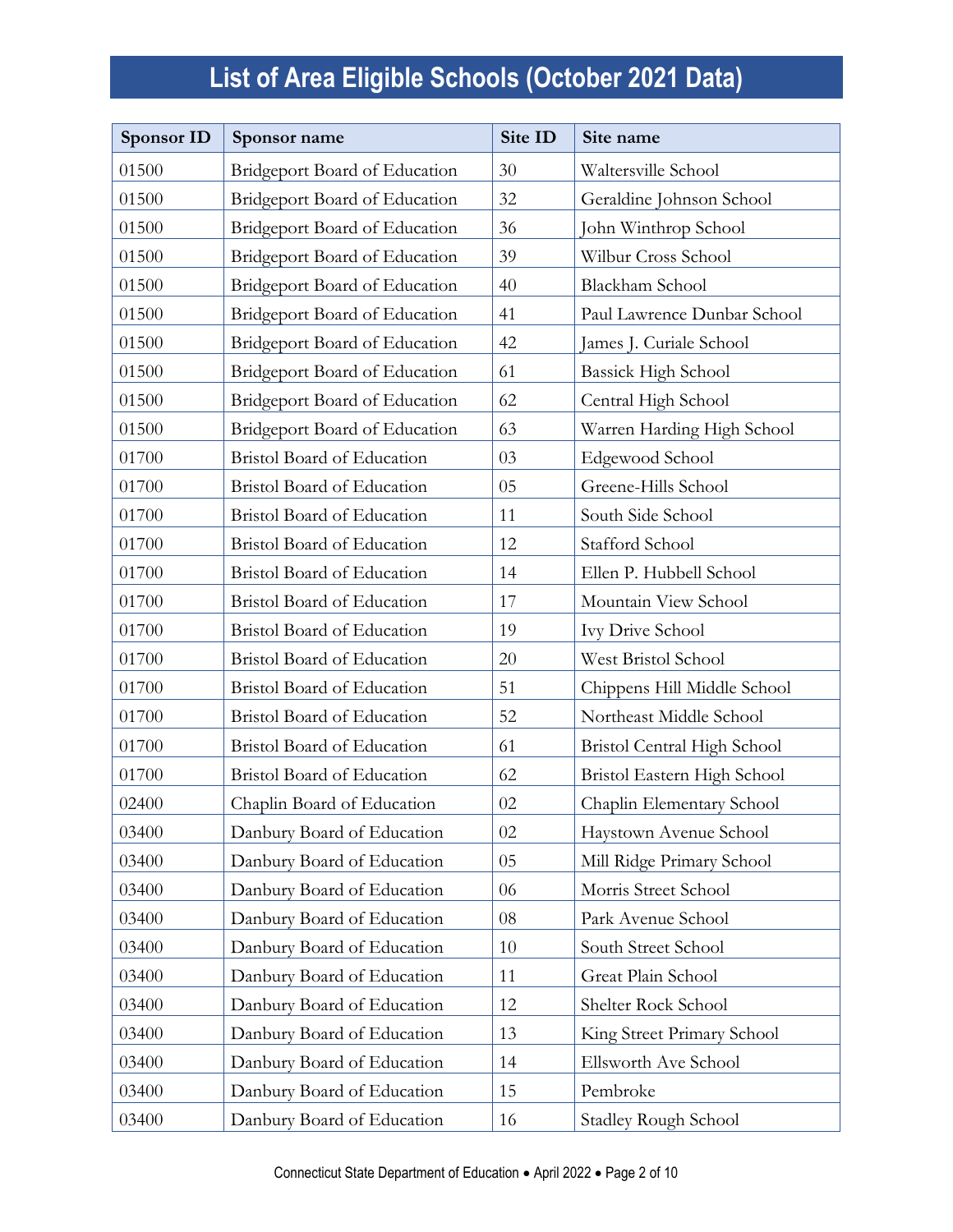# List of Area Eligible Schools (October 2021 Data)

| Sponsor ID | Sponsor name | Site ID | Site name |
|---|---|---|---|
| 01500 | Bridgeport Board of Education | 30 | Waltersville School |
| 01500 | Bridgeport Board of Education | 32 | Geraldine Johnson School |
| 01500 | Bridgeport Board of Education | 36 | John Winthrop School |
| 01500 | Bridgeport Board of Education | 39 | Wilbur Cross School |
| 01500 | Bridgeport Board of Education | 40 | Blackham School |
| 01500 | Bridgeport Board of Education | 41 | Paul Lawrence Dunbar School |
| 01500 | Bridgeport Board of Education | 42 | James J. Curiale School |
| 01500 | Bridgeport Board of Education | 61 | Bassick High School |
| 01500 | Bridgeport Board of Education | 62 | Central High School |
| 01500 | Bridgeport Board of Education | 63 | Warren Harding High School |
| 01700 | Bristol Board of Education | 03 | Edgewood School |
| 01700 | Bristol Board of Education | 05 | Greene-Hills School |
| 01700 | Bristol Board of Education | 11 | South Side School |
| 01700 | Bristol Board of Education | 12 | Stafford School |
| 01700 | Bristol Board of Education | 14 | Ellen P. Hubbell School |
| 01700 | Bristol Board of Education | 17 | Mountain View School |
| 01700 | Bristol Board of Education | 19 | Ivy Drive School |
| 01700 | Bristol Board of Education | 20 | West Bristol School |
| 01700 | Bristol Board of Education | 51 | Chippens Hill Middle School |
| 01700 | Bristol Board of Education | 52 | Northeast Middle School |
| 01700 | Bristol Board of Education | 61 | Bristol Central High School |
| 01700 | Bristol Board of Education | 62 | Bristol Eastern High School |
| 02400 | Chaplin Board of Education | 02 | Chaplin Elementary School |
| 03400 | Danbury Board of Education | 02 | Haystown Avenue School |
| 03400 | Danbury Board of Education | 05 | Mill Ridge Primary School |
| 03400 | Danbury Board of Education | 06 | Morris Street School |
| 03400 | Danbury Board of Education | 08 | Park Avenue School |
| 03400 | Danbury Board of Education | 10 | South Street School |
| 03400 | Danbury Board of Education | 11 | Great Plain School |
| 03400 | Danbury Board of Education | 12 | Shelter Rock School |
| 03400 | Danbury Board of Education | 13 | King Street Primary School |
| 03400 | Danbury Board of Education | 14 | Ellsworth Ave School |
| 03400 | Danbury Board of Education | 15 | Pembroke |
| 03400 | Danbury Board of Education | 16 | Stadley Rough School |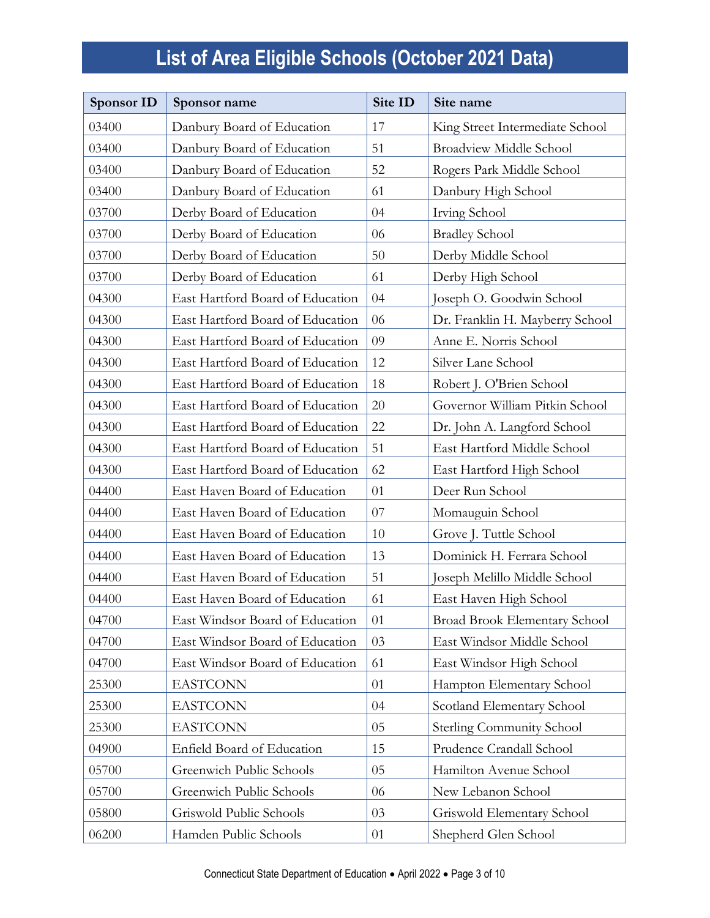# List of Area Eligible Schools (October 2021 Data)

| Sponsor ID | Sponsor name | Site ID | Site name |
|---|---|---|---|
| 03400 | Danbury Board of Education | 17 | King Street Intermediate School |
| 03400 | Danbury Board of Education | 51 | Broadview Middle School |
| 03400 | Danbury Board of Education | 52 | Rogers Park Middle School |
| 03400 | Danbury Board of Education | 61 | Danbury High School |
| 03700 | Derby Board of Education | 04 | Irving School |
| 03700 | Derby Board of Education | 06 | Bradley School |
| 03700 | Derby Board of Education | 50 | Derby Middle School |
| 03700 | Derby Board of Education | 61 | Derby High School |
| 04300 | East Hartford Board of Education | 04 | Joseph O. Goodwin School |
| 04300 | East Hartford Board of Education | 06 | Dr. Franklin H. Mayberry School |
| 04300 | East Hartford Board of Education | 09 | Anne E. Norris School |
| 04300 | East Hartford Board of Education | 12 | Silver Lane School |
| 04300 | East Hartford Board of Education | 18 | Robert J. O'Brien School |
| 04300 | East Hartford Board of Education | 20 | Governor William Pitkin School |
| 04300 | East Hartford Board of Education | 22 | Dr. John A. Langford School |
| 04300 | East Hartford Board of Education | 51 | East Hartford Middle School |
| 04300 | East Hartford Board of Education | 62 | East Hartford High School |
| 04400 | East Haven Board of Education | 01 | Deer Run School |
| 04400 | East Haven Board of Education | 07 | Momauguin School |
| 04400 | East Haven Board of Education | 10 | Grove J. Tuttle School |
| 04400 | East Haven Board of Education | 13 | Dominick H. Ferrara School |
| 04400 | East Haven Board of Education | 51 | Joseph Melillo Middle School |
| 04400 | East Haven Board of Education | 61 | East Haven High School |
| 04700 | East Windsor Board of Education | 01 | Broad Brook Elementary School |
| 04700 | East Windsor Board of Education | 03 | East Windsor Middle School |
| 04700 | East Windsor Board of Education | 61 | East Windsor High School |
| 25300 | EASTCONN | 01 | Hampton Elementary School |
| 25300 | EASTCONN | 04 | Scotland Elementary School |
| 25300 | EASTCONN | 05 | Sterling Community School |
| 04900 | Enfield Board of Education | 15 | Prudence Crandall School |
| 05700 | Greenwich Public Schools | 05 | Hamilton Avenue School |
| 05700 | Greenwich Public Schools | 06 | New Lebanon School |
| 05800 | Griswold Public Schools | 03 | Griswold Elementary School |
| 06200 | Hamden Public Schools | 01 | Shepherd Glen School |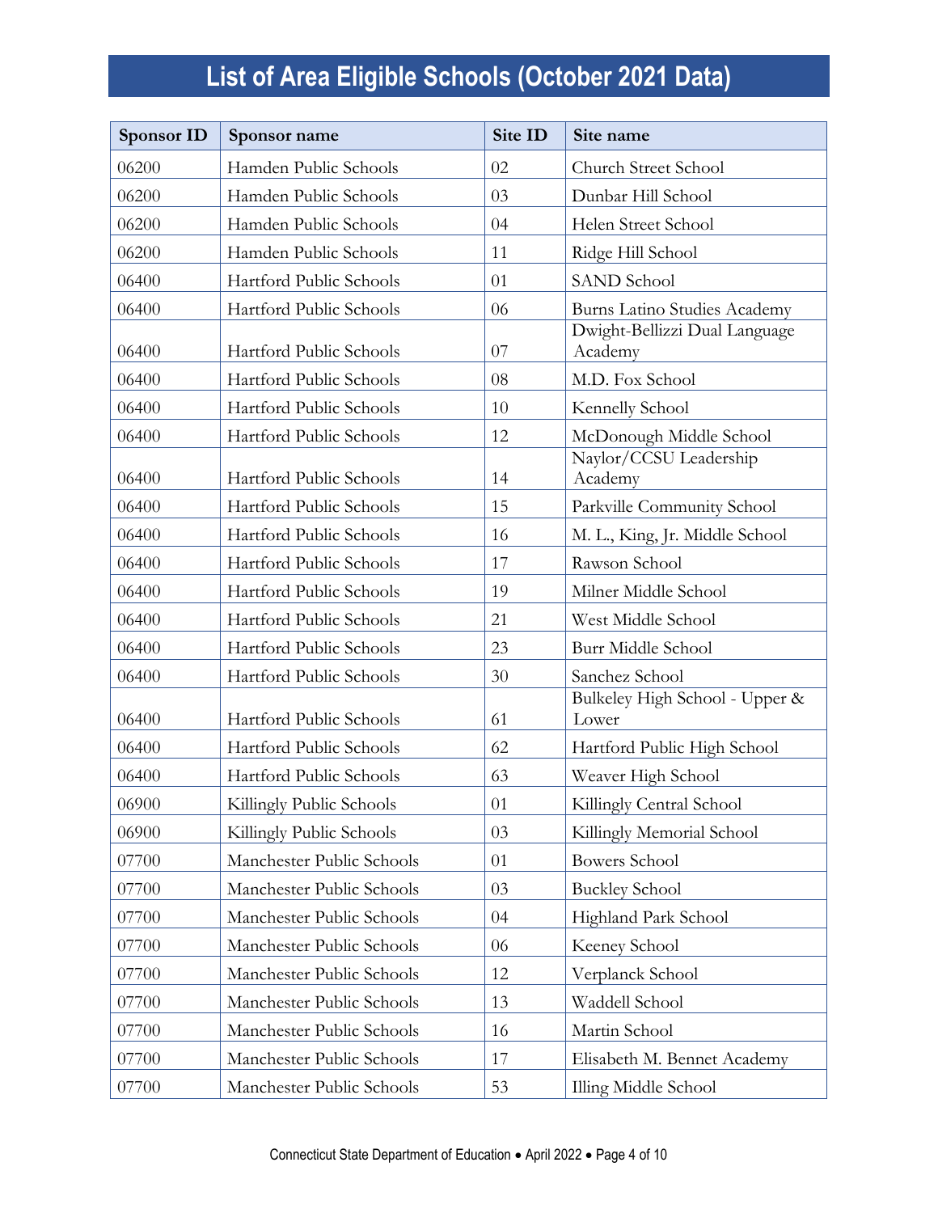# List of Area Eligible Schools (October 2021 Data)

| Sponsor ID | Sponsor name | Site ID | Site name |
|---|---|---|---|
| 06200 | Hamden Public Schools | 02 | Church Street School |
| 06200 | Hamden Public Schools | 03 | Dunbar Hill School |
| 06200 | Hamden Public Schools | 04 | Helen Street School |
| 06200 | Hamden Public Schools | 11 | Ridge Hill School |
| 06400 | Hartford Public Schools | 01 | SAND School |
| 06400 | Hartford Public Schools | 06 | Burns Latino Studies Academy |
| 06400 | Hartford Public Schools | 07 | Dwight-Bellizzi Dual Language Academy |
| 06400 | Hartford Public Schools | 08 | M.D. Fox School |
| 06400 | Hartford Public Schools | 10 | Kennelly School |
| 06400 | Hartford Public Schools | 12 | McDonough Middle School |
| 06400 | Hartford Public Schools | 14 | Naylor/CCSU Leadership Academy |
| 06400 | Hartford Public Schools | 15 | Parkville Community School |
| 06400 | Hartford Public Schools | 16 | M. L., King, Jr. Middle School |
| 06400 | Hartford Public Schools | 17 | Rawson School |
| 06400 | Hartford Public Schools | 19 | Milner Middle School |
| 06400 | Hartford Public Schools | 21 | West Middle School |
| 06400 | Hartford Public Schools | 23 | Burr Middle School |
| 06400 | Hartford Public Schools | 30 | Sanchez School |
| 06400 | Hartford Public Schools | 61 | Bulkeley High School - Upper & Lower |
| 06400 | Hartford Public Schools | 62 | Hartford Public High School |
| 06400 | Hartford Public Schools | 63 | Weaver High School |
| 06900 | Killingly Public Schools | 01 | Killingly Central School |
| 06900 | Killingly Public Schools | 03 | Killingly Memorial School |
| 07700 | Manchester Public Schools | 01 | Bowers School |
| 07700 | Manchester Public Schools | 03 | Buckley School |
| 07700 | Manchester Public Schools | 04 | Highland Park School |
| 07700 | Manchester Public Schools | 06 | Keeney School |
| 07700 | Manchester Public Schools | 12 | Verplanck School |
| 07700 | Manchester Public Schools | 13 | Waddell School |
| 07700 | Manchester Public Schools | 16 | Martin School |
| 07700 | Manchester Public Schools | 17 | Elisabeth M. Bennet Academy |
| 07700 | Manchester Public Schools | 53 | Illing Middle School |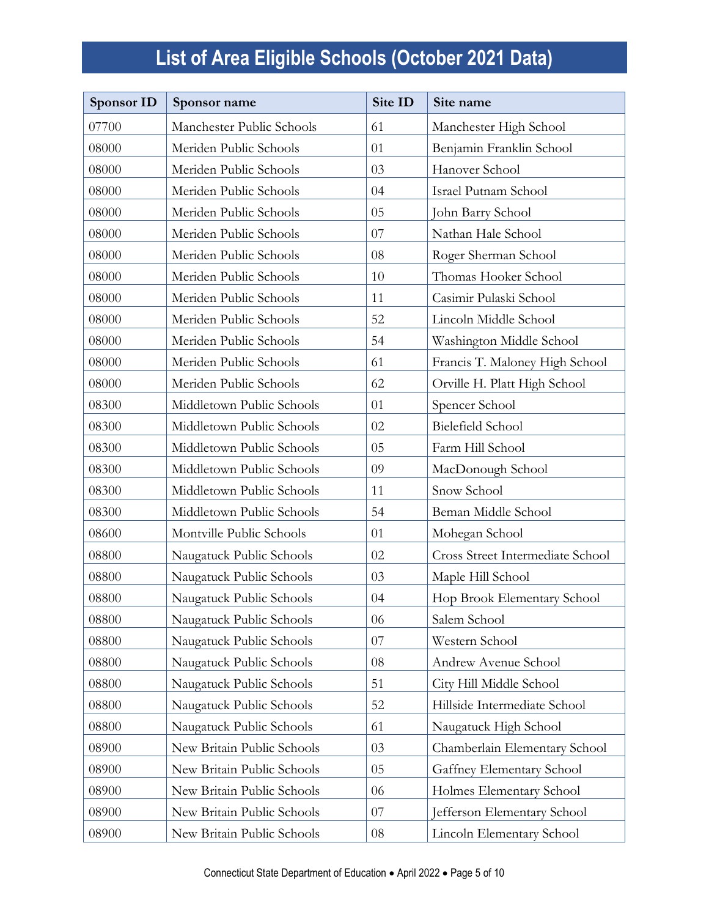# List of Area Eligible Schools (October 2021 Data)

| Sponsor ID | Sponsor name | Site ID | Site name |
|---|---|---|---|
| 07700 | Manchester Public Schools | 61 | Manchester High School |
| 08000 | Meriden Public Schools | 01 | Benjamin Franklin School |
| 08000 | Meriden Public Schools | 03 | Hanover School |
| 08000 | Meriden Public Schools | 04 | Israel Putnam School |
| 08000 | Meriden Public Schools | 05 | John Barry School |
| 08000 | Meriden Public Schools | 07 | Nathan Hale School |
| 08000 | Meriden Public Schools | 08 | Roger Sherman School |
| 08000 | Meriden Public Schools | 10 | Thomas Hooker School |
| 08000 | Meriden Public Schools | 11 | Casimir Pulaski School |
| 08000 | Meriden Public Schools | 52 | Lincoln Middle School |
| 08000 | Meriden Public Schools | 54 | Washington Middle School |
| 08000 | Meriden Public Schools | 61 | Francis T. Maloney High School |
| 08000 | Meriden Public Schools | 62 | Orville H. Platt High School |
| 08300 | Middletown Public Schools | 01 | Spencer School |
| 08300 | Middletown Public Schools | 02 | Bielefield School |
| 08300 | Middletown Public Schools | 05 | Farm Hill School |
| 08300 | Middletown Public Schools | 09 | MacDonough School |
| 08300 | Middletown Public Schools | 11 | Snow School |
| 08300 | Middletown Public Schools | 54 | Beman Middle School |
| 08600 | Montville Public Schools | 01 | Mohegan School |
| 08800 | Naugatuck Public Schools | 02 | Cross Street Intermediate School |
| 08800 | Naugatuck Public Schools | 03 | Maple Hill School |
| 08800 | Naugatuck Public Schools | 04 | Hop Brook Elementary School |
| 08800 | Naugatuck Public Schools | 06 | Salem School |
| 08800 | Naugatuck Public Schools | 07 | Western School |
| 08800 | Naugatuck Public Schools | 08 | Andrew Avenue School |
| 08800 | Naugatuck Public Schools | 51 | City Hill Middle School |
| 08800 | Naugatuck Public Schools | 52 | Hillside Intermediate School |
| 08800 | Naugatuck Public Schools | 61 | Naugatuck High School |
| 08900 | New Britain Public Schools | 03 | Chamberlain Elementary School |
| 08900 | New Britain Public Schools | 05 | Gaffney Elementary School |
| 08900 | New Britain Public Schools | 06 | Holmes Elementary School |
| 08900 | New Britain Public Schools | 07 | Jefferson Elementary School |
| 08900 | New Britain Public Schools | 08 | Lincoln Elementary School |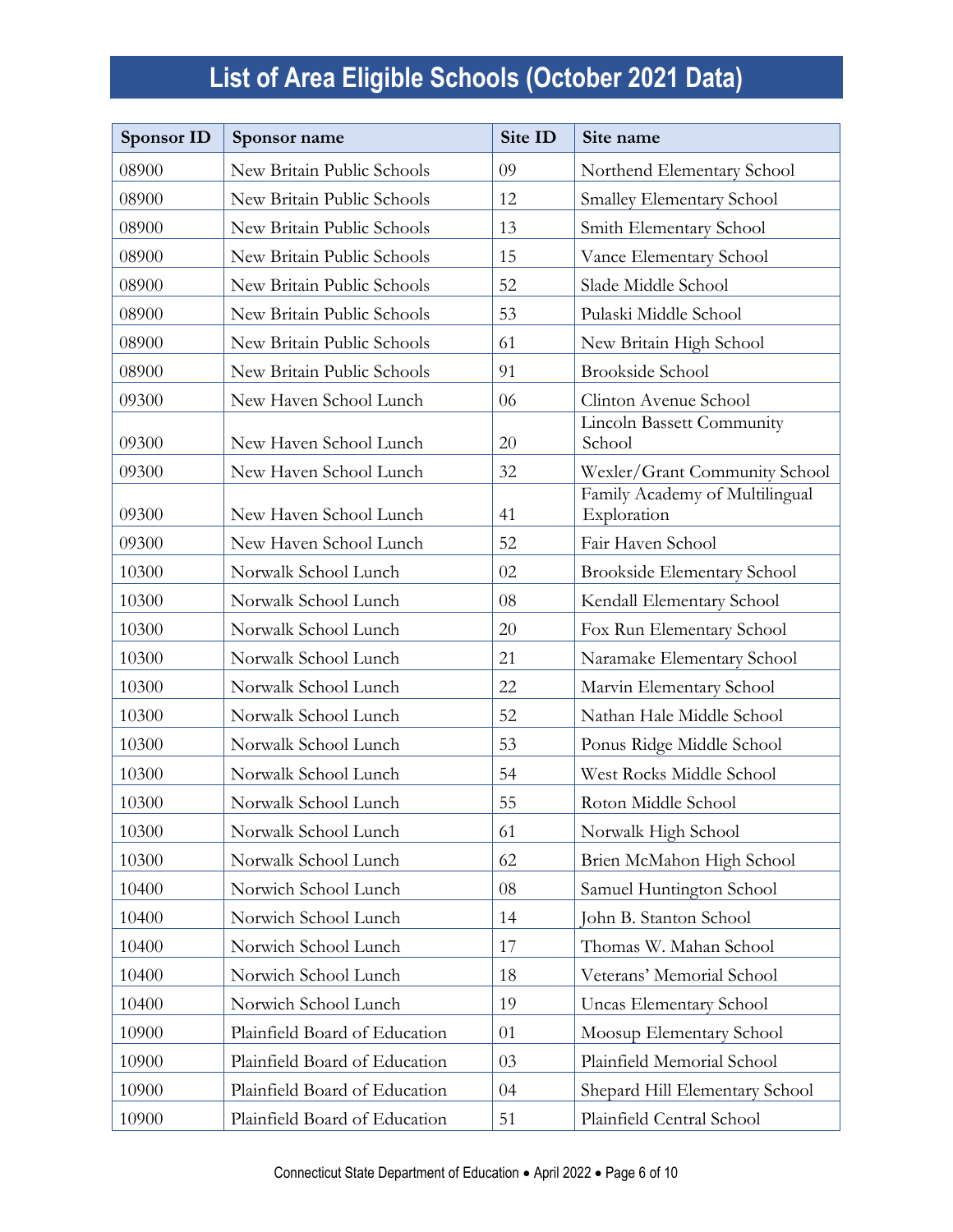# List of Area Eligible Schools (October 2021 Data)

| Sponsor ID | Sponsor name | Site ID | Site name |
|---|---|---|---|
| 08900 | New Britain Public Schools | 09 | Northend Elementary School |
| 08900 | New Britain Public Schools | 12 | Smalley Elementary School |
| 08900 | New Britain Public Schools | 13 | Smith Elementary School |
| 08900 | New Britain Public Schools | 15 | Vance Elementary School |
| 08900 | New Britain Public Schools | 52 | Slade Middle School |
| 08900 | New Britain Public Schools | 53 | Pulaski Middle School |
| 08900 | New Britain Public Schools | 61 | New Britain High School |
| 08900 | New Britain Public Schools | 91 | Brookside School |
| 09300 | New Haven School Lunch | 06 | Clinton Avenue School |
| 09300 | New Haven School Lunch | 20 | Lincoln Bassett Community School |
| 09300 | New Haven School Lunch | 32 | Wexler/Grant Community School |
| 09300 | New Haven School Lunch | 41 | Family Academy of Multilingual Exploration |
| 09300 | New Haven School Lunch | 52 | Fair Haven School |
| 10300 | Norwalk School Lunch | 02 | Brookside Elementary School |
| 10300 | Norwalk School Lunch | 08 | Kendall Elementary School |
| 10300 | Norwalk School Lunch | 20 | Fox Run Elementary School |
| 10300 | Norwalk School Lunch | 21 | Naramake Elementary School |
| 10300 | Norwalk School Lunch | 22 | Marvin Elementary School |
| 10300 | Norwalk School Lunch | 52 | Nathan Hale Middle School |
| 10300 | Norwalk School Lunch | 53 | Ponus Ridge Middle School |
| 10300 | Norwalk School Lunch | 54 | West Rocks Middle School |
| 10300 | Norwalk School Lunch | 55 | Roton Middle School |
| 10300 | Norwalk School Lunch | 61 | Norwalk High School |
| 10300 | Norwalk School Lunch | 62 | Brien McMahon High School |
| 10400 | Norwich School Lunch | 08 | Samuel Huntington School |
| 10400 | Norwich School Lunch | 14 | John B. Stanton School |
| 10400 | Norwich School Lunch | 17 | Thomas W. Mahan School |
| 10400 | Norwich School Lunch | 18 | Veterans' Memorial School |
| 10400 | Norwich School Lunch | 19 | Uncas Elementary School |
| 10900 | Plainfield Board of Education | 01 | Moosup Elementary School |
| 10900 | Plainfield Board of Education | 03 | Plainfield Memorial School |
| 10900 | Plainfield Board of Education | 04 | Shepard Hill Elementary School |
| 10900 | Plainfield Board of Education | 51 | Plainfield Central School |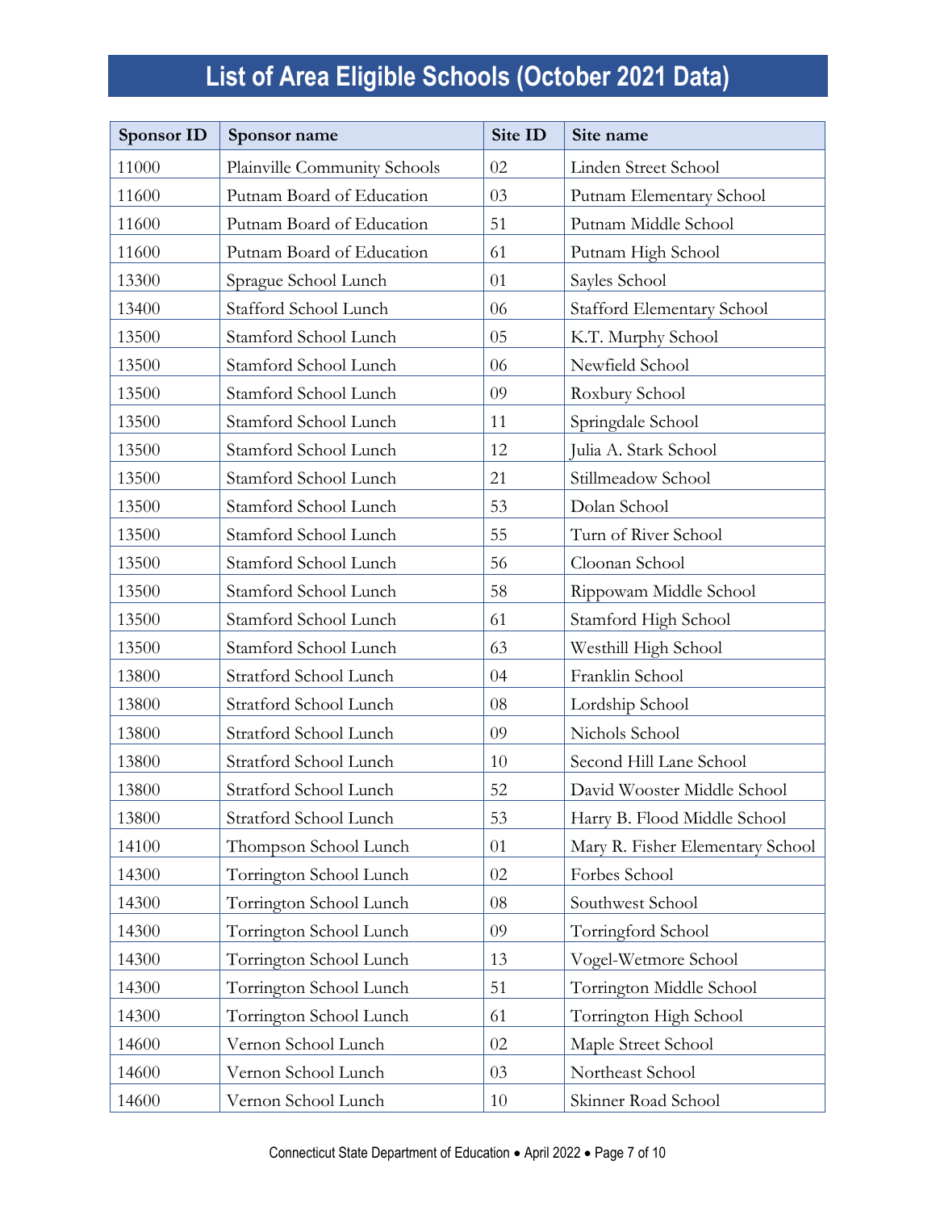# List of Area Eligible Schools (October 2021 Data)

| Sponsor ID | Sponsor name | Site ID | Site name |
|---|---|---|---|
| 11000 | Plainville Community Schools | 02 | Linden Street School |
| 11600 | Putnam Board of Education | 03 | Putnam Elementary School |
| 11600 | Putnam Board of Education | 51 | Putnam Middle School |
| 11600 | Putnam Board of Education | 61 | Putnam High School |
| 13300 | Sprague School Lunch | 01 | Sayles School |
| 13400 | Stafford School Lunch | 06 | Stafford Elementary School |
| 13500 | Stamford School Lunch | 05 | K.T. Murphy School |
| 13500 | Stamford School Lunch | 06 | Newfield School |
| 13500 | Stamford School Lunch | 09 | Roxbury School |
| 13500 | Stamford School Lunch | 11 | Springdale School |
| 13500 | Stamford School Lunch | 12 | Julia A. Stark School |
| 13500 | Stamford School Lunch | 21 | Stillmeadow School |
| 13500 | Stamford School Lunch | 53 | Dolan School |
| 13500 | Stamford School Lunch | 55 | Turn of River School |
| 13500 | Stamford School Lunch | 56 | Cloonan School |
| 13500 | Stamford School Lunch | 58 | Rippowam Middle School |
| 13500 | Stamford School Lunch | 61 | Stamford High School |
| 13500 | Stamford School Lunch | 63 | Westhill High School |
| 13800 | Stratford School Lunch | 04 | Franklin School |
| 13800 | Stratford School Lunch | 08 | Lordship School |
| 13800 | Stratford School Lunch | 09 | Nichols School |
| 13800 | Stratford School Lunch | 10 | Second Hill Lane School |
| 13800 | Stratford School Lunch | 52 | David Wooster Middle School |
| 13800 | Stratford School Lunch | 53 | Harry B. Flood Middle School |
| 14100 | Thompson School Lunch | 01 | Mary R. Fisher Elementary School |
| 14300 | Torrington School Lunch | 02 | Forbes School |
| 14300 | Torrington School Lunch | 08 | Southwest School |
| 14300 | Torrington School Lunch | 09 | Torringford School |
| 14300 | Torrington School Lunch | 13 | Vogel-Wetmore School |
| 14300 | Torrington School Lunch | 51 | Torrington Middle School |
| 14300 | Torrington School Lunch | 61 | Torrington High School |
| 14600 | Vernon School Lunch | 02 | Maple Street School |
| 14600 | Vernon School Lunch | 03 | Northeast School |
| 14600 | Vernon School Lunch | 10 | Skinner Road School |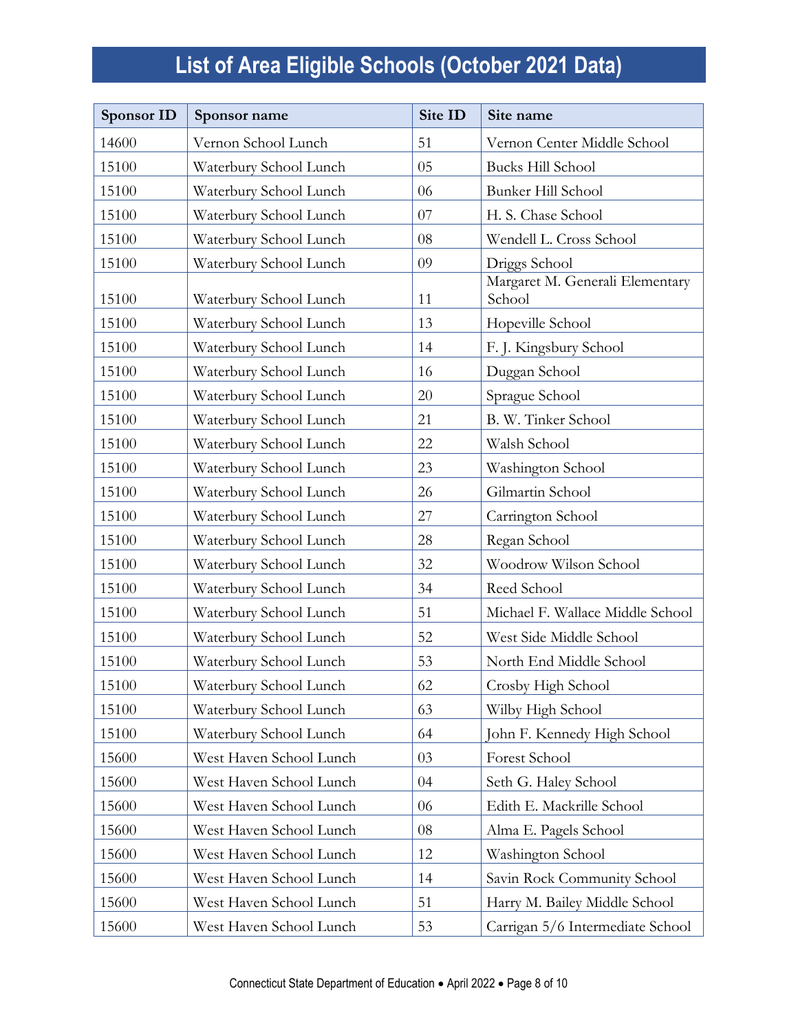# List of Area Eligible Schools (October 2021 Data)

| Sponsor ID | Sponsor name | Site ID | Site name |
|---|---|---|---|
| 14600 | Vernon School Lunch | 51 | Vernon Center Middle School |
| 15100 | Waterbury School Lunch | 05 | Bucks Hill School |
| 15100 | Waterbury School Lunch | 06 | Bunker Hill School |
| 15100 | Waterbury School Lunch | 07 | H. S. Chase School |
| 15100 | Waterbury School Lunch | 08 | Wendell L. Cross School |
| 15100 | Waterbury School Lunch | 09 | Driggs School |
| 15100 | Waterbury School Lunch | 11 | Margaret M. Generali Elementary School |
| 15100 | Waterbury School Lunch | 13 | Hopeville School |
| 15100 | Waterbury School Lunch | 14 | F. J. Kingsbury School |
| 15100 | Waterbury School Lunch | 16 | Duggan School |
| 15100 | Waterbury School Lunch | 20 | Sprague School |
| 15100 | Waterbury School Lunch | 21 | B. W. Tinker School |
| 15100 | Waterbury School Lunch | 22 | Walsh School |
| 15100 | Waterbury School Lunch | 23 | Washington School |
| 15100 | Waterbury School Lunch | 26 | Gilmartin School |
| 15100 | Waterbury School Lunch | 27 | Carrington School |
| 15100 | Waterbury School Lunch | 28 | Regan School |
| 15100 | Waterbury School Lunch | 32 | Woodrow Wilson School |
| 15100 | Waterbury School Lunch | 34 | Reed School |
| 15100 | Waterbury School Lunch | 51 | Michael F. Wallace Middle School |
| 15100 | Waterbury School Lunch | 52 | West Side Middle School |
| 15100 | Waterbury School Lunch | 53 | North End Middle School |
| 15100 | Waterbury School Lunch | 62 | Crosby High School |
| 15100 | Waterbury School Lunch | 63 | Wilby High School |
| 15100 | Waterbury School Lunch | 64 | John F. Kennedy High School |
| 15600 | West Haven School Lunch | 03 | Forest School |
| 15600 | West Haven School Lunch | 04 | Seth G. Haley School |
| 15600 | West Haven School Lunch | 06 | Edith E. Mackrille School |
| 15600 | West Haven School Lunch | 08 | Alma E. Pagels School |
| 15600 | West Haven School Lunch | 12 | Washington School |
| 15600 | West Haven School Lunch | 14 | Savin Rock Community School |
| 15600 | West Haven School Lunch | 51 | Harry M. Bailey Middle School |
| 15600 | West Haven School Lunch | 53 | Carrigan 5/6 Intermediate School |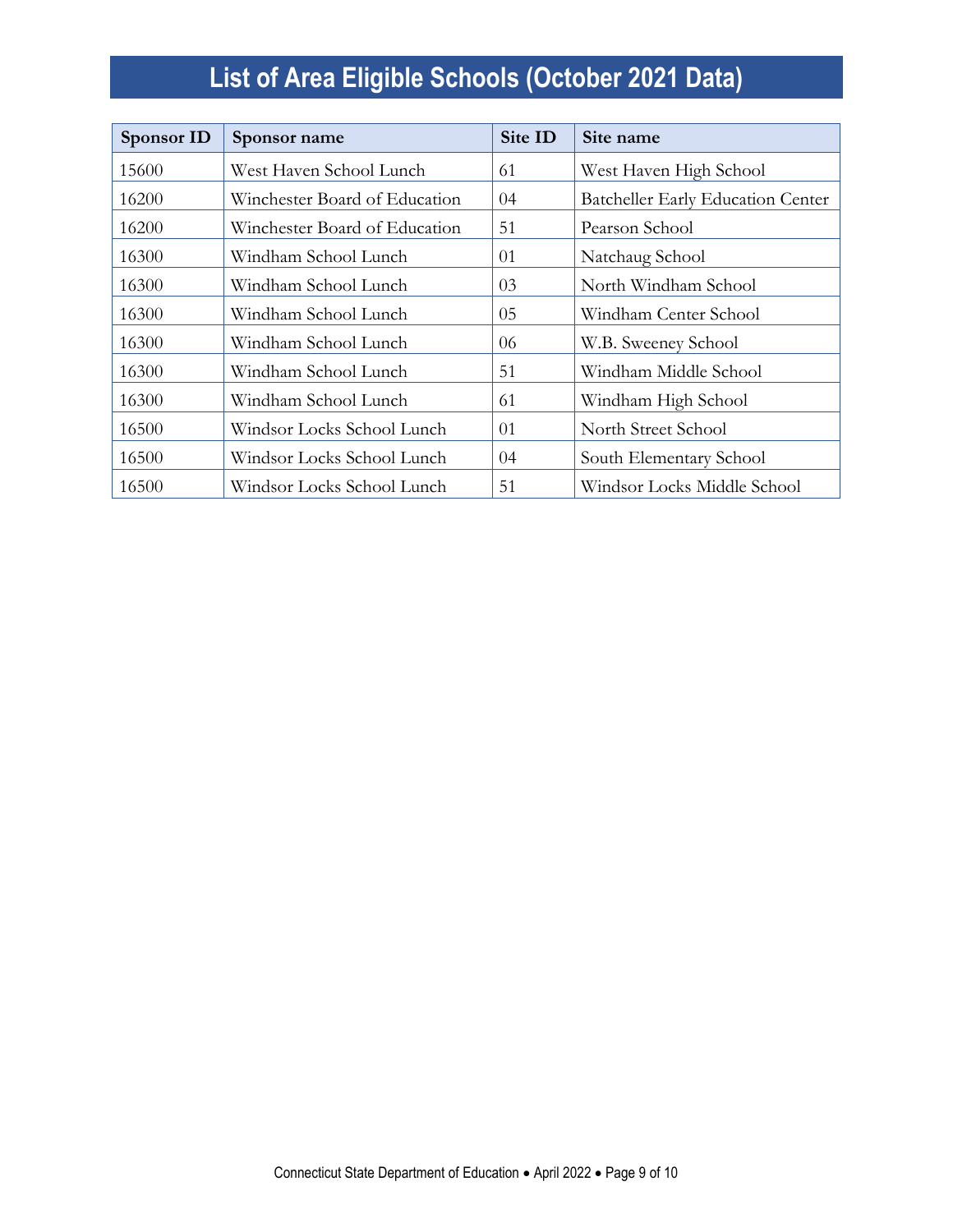# List of Area Eligible Schools (October 2021 Data)

| Sponsor ID | Sponsor name | Site ID | Site name |
|---|---|---|---|
| 15600 | West Haven School Lunch | 61 | West Haven High School |
| 16200 | Winchester Board of Education | 04 | Batcheller Early Education Center |
| 16200 | Winchester Board of Education | 51 | Pearson School |
| 16300 | Windham School Lunch | 01 | Natchaug School |
| 16300 | Windham School Lunch | 03 | North Windham School |
| 16300 | Windham School Lunch | 05 | Windham Center School |
| 16300 | Windham School Lunch | 06 | W.B. Sweeney School |
| 16300 | Windham School Lunch | 51 | Windham Middle School |
| 16300 | Windham School Lunch | 61 | Windham High School |
| 16500 | Windsor Locks School Lunch | 01 | North Street School |
| 16500 | Windsor Locks School Lunch | 04 | South Elementary School |
| 16500 | Windsor Locks School Lunch | 51 | Windsor Locks Middle School |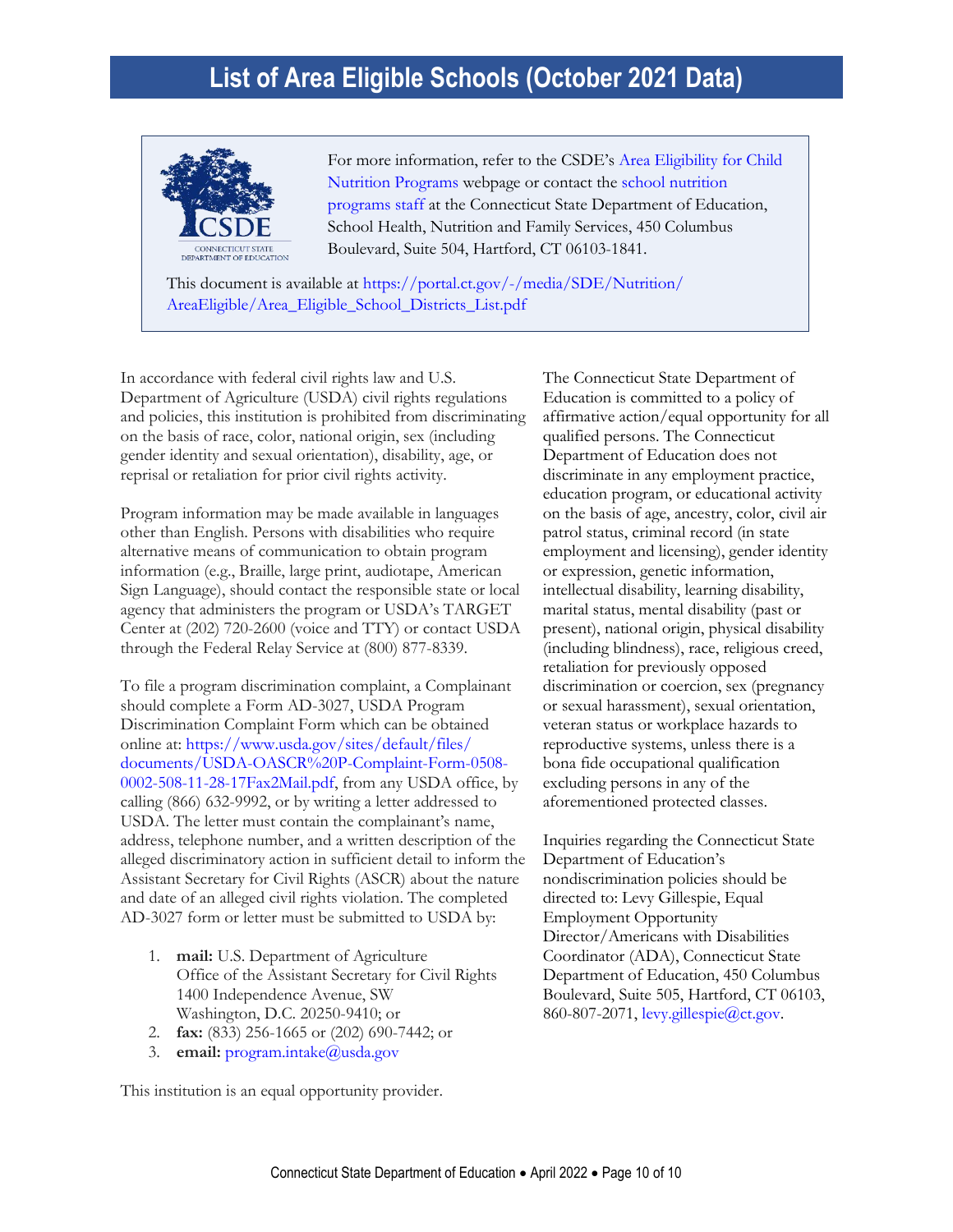# List of Area Eligible Schools (October 2021 Data)

For more information, refer to the CSDE's Area Eligibility for Child Nutrition Programs webpage or contact the school nutrition programs staff at the Connecticut State Department of Education, School Health, Nutrition and Family Services, 450 Columbus Boulevard, Suite 504, Hartford, CT 06103-1841.

This document is available at https://portal.ct.gov/-/media/SDE/Nutrition/AreaEligible/Area_Eligible_School_Districts_List.pdf

In accordance with federal civil rights law and U.S. Department of Agriculture (USDA) civil rights regulations and policies, this institution is prohibited from discriminating on the basis of race, color, national origin, sex (including gender identity and sexual orientation), disability, age, or reprisal or retaliation for prior civil rights activity.

Program information may be made available in languages other than English. Persons with disabilities who require alternative means of communication to obtain program information (e.g., Braille, large print, audiotape, American Sign Language), should contact the responsible state or local agency that administers the program or USDA's TARGET Center at (202) 720-2600 (voice and TTY) or contact USDA through the Federal Relay Service at (800) 877-8339.

To file a program discrimination complaint, a Complainant should complete a Form AD-3027, USDA Program Discrimination Complaint Form which can be obtained online at: https://www.usda.gov/sites/default/files/documents/USDA-OASCR%20P-Complaint-Form-0508-0002-508-11-28-17Fax2Mail.pdf, from any USDA office, by calling (866) 632-9992, or by writing a letter addressed to USDA. The letter must contain the complainant's name, address, telephone number, and a written description of the alleged discriminatory action in sufficient detail to inform the Assistant Secretary for Civil Rights (ASCR) about the nature and date of an alleged civil rights violation. The completed AD-3027 form or letter must be submitted to USDA by:

1. **mail:** U.S. Department of Agriculture
   Office of the Assistant Secretary for Civil Rights
   1400 Independence Avenue, SW
   Washington, D.C. 20250-9410; or
2. **fax:** (833) 256-1665 or (202) 690-7442; or
3. **email:** program.intake@usda.gov

This institution is an equal opportunity provider.

The Connecticut State Department of Education is committed to a policy of affirmative action/equal opportunity for all qualified persons. The Connecticut Department of Education does not discriminate in any employment practice, education program, or educational activity on the basis of age, ancestry, color, civil air patrol status, criminal record (in state employment and licensing), gender identity or expression, genetic information, intellectual disability, learning disability, marital status, mental disability (past or present), national origin, physical disability (including blindness), race, religious creed, retaliation for previously opposed discrimination or coercion, sex (pregnancy or sexual harassment), sexual orientation, veteran status or workplace hazards to reproductive systems, unless there is a bona fide occupational qualification excluding persons in any of the aforementioned protected classes.

Inquiries regarding the Connecticut State Department of Education's nondiscrimination policies should be directed to: Levy Gillespie, Equal Employment Opportunity Director/Americans with Disabilities Coordinator (ADA), Connecticut State Department of Education, 450 Columbus Boulevard, Suite 505, Hartford, CT 06103, 860-807-2071, levy.gillespie@ct.gov.